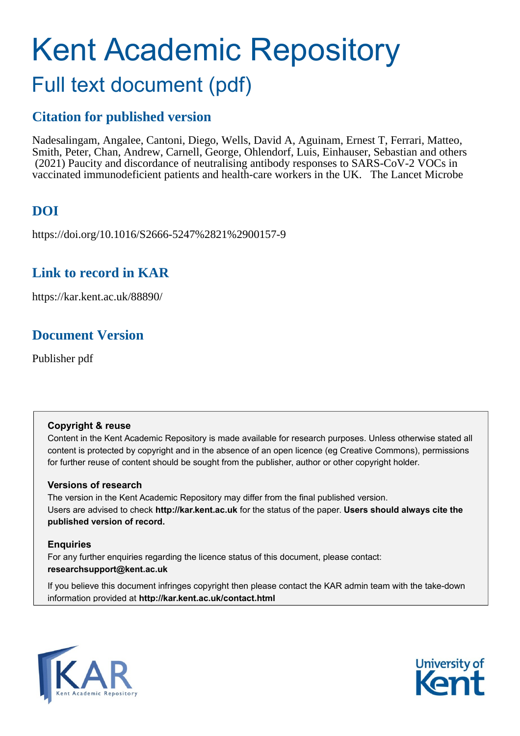# Kent Academic Repository

## Full text document (pdf)

### Citation for published version

Nadesalingam, Angalee, Cantoni, Diego, Wells, David A, Aguinam, Ernest T, Ferrari, Matteo, Smith, Peter, Chan, Andrew, Carnell, George, Ohlendorf, Luis, Einhauser, Sebastian and others (2021) Paucity and discordance of neutralising antibody responses to SARS-CoV-2 VOCs in vaccinated immunodeficient patients and health-care workers in the UK. The Lancet Microbe

### DOI

https://doi.org/10.1016/S2666-5247%2821%2900157-9

### Link to record in KAR

https://kar.kent.ac.uk/88890/

### Document Version

Publisher pdf

**Copyright & reuse**

Content in the Kent Academic Repository is made available for research purposes. Unless otherwise stated all content is protected by copyright and in the absence of an open licence (eg Creative Commons), permissions for further reuse of content should be sought from the publisher, author or other copyright holder.

**Versions of research**

The version in the Kent Academic Repository may differ from the final published version. Users are advised to check **http://kar.kent.ac.uk** for the status of the paper. **Users should always cite the published version of record.**

**Enquiries**

For any further enquiries regarding the licence status of this document, please contact: **researchsupport@kent.ac.uk**

If you believe this document infringes copyright then please contact the KAR admin team with the take-down information provided at **http://kar.kent.ac.uk/contact.html**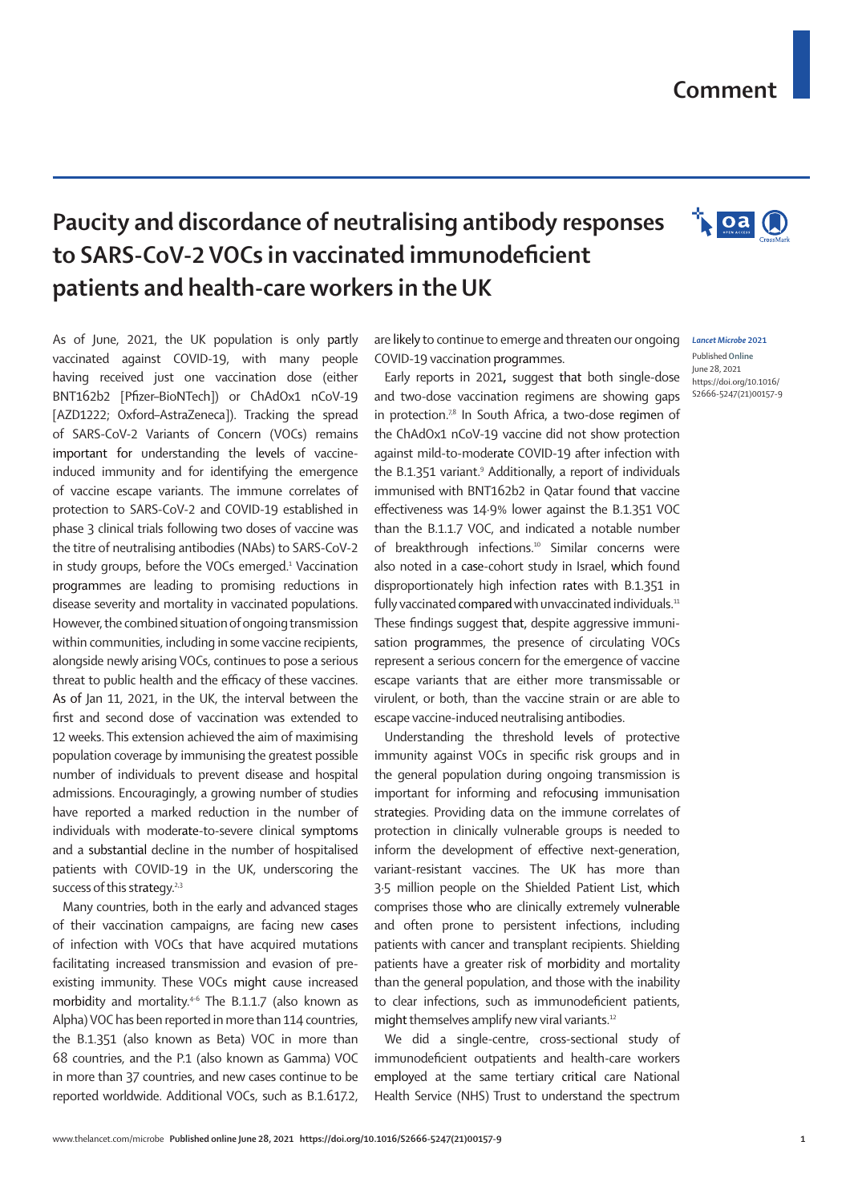# Comment

# Paucity and discordance of neutralising antibody responses to SARS-CoV-2 VOCs in vaccinated immunodeficient patients and health-care workers in the UK

*Lancet Microbe* 2021

Published Online June 28, 2021 https://doi.org/10.1016/S2666-5247(21)00157-9

As of June, 2021, the UK population is only partly vaccinated against COVID-19, with many people having received just one vaccination dose (either BNT162b2 [Pfizer–BioNTech]) or ChAdOx1 nCoV-19 [AZD1222; Oxford–AstraZeneca]). Tracking the spread of SARS-CoV-2 Variants of Concern (VOCs) remains important for understanding the levels of vaccine-induced immunity and for identifying the emergence of vaccine escape variants. The immune correlates of protection to SARS-CoV-2 and COVID-19 established in phase 3 clinical trials following two doses of vaccine was the titre of neutralising antibodies (NAbs) to SARS-CoV-2 in study groups, before the VOCs emerged.[1] Vaccination programmes are leading to promising reductions in disease severity and mortality in vaccinated populations. However, the combined situation of ongoing transmission within communities, including in some vaccine recipients, alongside newly arising VOCs, continues to pose a serious threat to public health and the efficacy of these vaccines. As of Jan 11, 2021, in the UK, the interval between the first and second dose of vaccination was extended to 12 weeks. This extension achieved the aim of maximising population coverage by immunising the greatest possible number of individuals to prevent disease and hospital admissions. Encouragingly, a growing number of studies have reported a marked reduction in the number of individuals with moderate-to-severe clinical symptoms and a substantial decline in the number of hospitalised patients with COVID-19 in the UK, underscoring the success of this strategy.[2,3]

Many countries, both in the early and advanced stages of their vaccination campaigns, are facing new cases of infection with VOCs that have acquired mutations facilitating increased transmission and evasion of pre-existing immunity. These VOCs might cause increased morbidity and mortality.[4–6] The B.1.1.7 (also known as Alpha) VOC has been reported in more than 114 countries, the B.1.351 (also known as Beta) VOC in more than 68 countries, and the P.1 (also known as Gamma) VOC in more than 37 countries, and new cases continue to be reported worldwide. Additional VOCs, such as B.1.617.2, are likely to continue to emerge and threaten our ongoing COVID-19 vaccination programmes.

Early reports in 2021, suggest that both single-dose and two-dose vaccination regimens are showing gaps in protection.[7,8] In South Africa, a two-dose regimen of the ChAdOx1 nCoV-19 vaccine did not show protection against mild-to-moderate COVID-19 after infection with the B.1.351 variant.[9] Additionally, a report of individuals immunised with BNT162b2 in Qatar found that vaccine effectiveness was 14·9% lower against the B.1.351 VOC than the B.1.1.7 VOC, and indicated a notable number of breakthrough infections.[10] Similar concerns were also noted in a case-cohort study in Israel, which found disproportionately high infection rates with B.1.351 in fully vaccinated compared with unvaccinated individuals.[11] These findings suggest that, despite aggressive immunisation programmes, the presence of circulating VOCs represent a serious concern for the emergence of vaccine escape variants that are either more transmissable or virulent, or both, than the vaccine strain or are able to escape vaccine-induced neutralising antibodies.

Understanding the threshold levels of protective immunity against VOCs in specific risk groups and in the general population during ongoing transmission is important for informing and refocusing immunisation strategies. Providing data on the immune correlates of protection in clinically vulnerable groups is needed to inform the development of effective next-generation, variant-resistant vaccines. The UK has more than 3·5 million people on the Shielded Patient List, which comprises those who are clinically extremely vulnerable and often prone to persistent infections, including patients with cancer and transplant recipients. Shielding patients have a greater risk of morbidity and mortality than the general population, and those with the inability to clear infections, such as immunodeficient patients, might themselves amplify new viral variants.[12]

We did a single-centre, cross-sectional study of immunodeficient outpatients and health-care workers employed at the same tertiary critical care National Health Service (NHS) Trust to understand the spectrum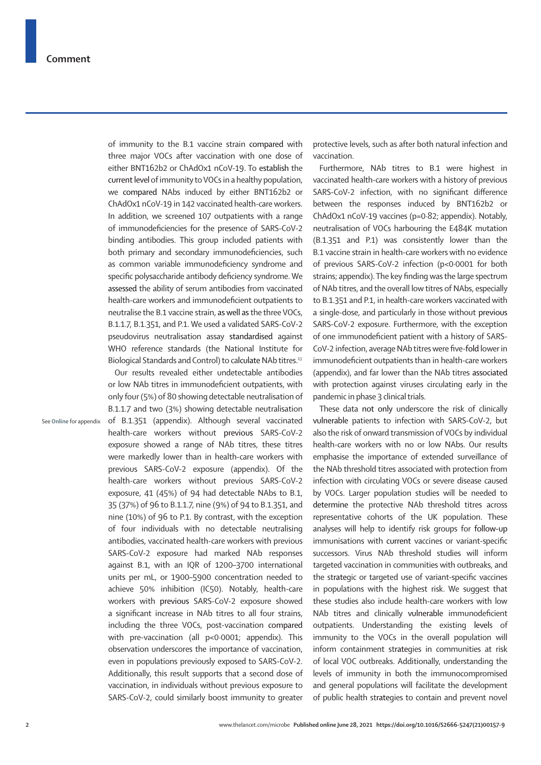of immunity to the B.1 vaccine strain compared with three major VOCs after vaccination with one dose of either BNT162b2 or ChAdOx1 nCoV-19. To establish the current level of immunity to VOCs in a healthy population, we compared NAbs induced by either BNT162b2 or ChAdOx1 nCoV-19 in 142 vaccinated health-care workers. In addition, we screened 107 outpatients with a range of immunodeficiencies for the presence of SARS-CoV-2 binding antibodies. This group included patients with both primary and secondary immunodeficiencies, such as common variable immunodeficiency syndrome and specific polysaccharide antibody deficiency syndrome. We assessed the ability of serum antibodies from vaccinated health-care workers and immunodeficient outpatients to neutralise the B.1 vaccine strain, as well as the three VOCs, B.1.1.7, B.1.351, and P.1. We used a validated SARS-CoV-2 pseudovirus neutralisation assay standardised against WHO reference standards (the National Institute for Biological Standards and Control) to calculate NAb titres.[13]

Our results revealed either undetectable antibodies or low NAb titres in immunodeficient outpatients, with only four (5%) of 80 showing detectable neutralisation of B.1.1.7 and two (3%) showing detectable neutralisation of B.1.351 (appendix). Although several vaccinated health-care workers without previous SARS-CoV-2 exposure showed a range of NAb titres, these titres were markedly lower than in health-care workers with previous SARS-CoV-2 exposure (appendix). Of the health-care workers without previous SARS-CoV-2 exposure, 41 (45%) of 94 had detectable NAbs to B.1, 35 (37%) of 96 to B.1.1.7, nine (9%) of 94 to B.1.351, and nine (10%) of 96 to P.1. By contrast, with the exception of four individuals with no detectable neutralising antibodies, vaccinated health-care workers with previous SARS-CoV-2 exposure had marked NAb responses against B.1, with an IQR of 1200–3700 international units per mL, or 1900–5900 concentration needed to achieve 50% inhibition (IC50). Notably, health-care workers with previous SARS-CoV-2 exposure showed a significant increase in NAb titres to all four strains, including the three VOCs, post-vaccination compared with pre-vaccination (all $p<0·0001$; appendix). This observation underscores the importance of vaccination, even in populations previously exposed to SARS-CoV-2. Additionally, this result supports that a second dose of vaccination, in individuals without previous exposure to SARS-CoV-2, could similarly boost immunity to greater protective levels, such as after both natural infection and vaccination.

See **Online** for appendix

Furthermore, NAb titres to B.1 were highest in vaccinated health-care workers with a history of previous SARS-CoV-2 infection, with no significant difference between the responses induced by BNT162b2 or ChAdOx1 nCoV-19 vaccines ($p=0·82$; appendix). Notably, neutralisation of VOCs harbouring the E484K mutation (B.1.351 and P.1) was consistently lower than the B.1 vaccine strain in health-care workers with no evidence of previous SARS-CoV-2 infection ($p<0·0001$ for both strains; appendix). The key finding was the large spectrum of NAb titres, and the overall low titres of NAbs, especially to B.1.351 and P.1, in health-care workers vaccinated with a single-dose, and particularly in those without previous SARS-CoV-2 exposure. Furthermore, with the exception of one immunodeficient patient with a history of SARS-CoV-2 infection, average NAb titres were five-fold lower in immunodeficient outpatients than in health-care workers (appendix), and far lower than the NAb titres associated with protection against viruses circulating early in the pandemic in phase 3 clinical trials.

These data not only underscore the risk of clinically vulnerable patients to infection with SARS-CoV-2, but also the risk of onward transmission of VOCs by individual health-care workers with no or low NAbs. Our results emphasise the importance of extended surveillance of the NAb threshold titres associated with protection from infection with circulating VOCs or severe disease caused by VOCs. Larger population studies will be needed to determine the protective NAb threshold titres across representative cohorts of the UK population. These analyses will help to identify risk groups for follow-up immunisations with current vaccines or variant-specific successors. Virus NAb threshold studies will inform targeted vaccination in communities with outbreaks, and the strategic or targeted use of variant-specific vaccines in populations with the highest risk. We suggest that these studies also include health-care workers with low NAb titres and clinically vulnerable immunodeficient outpatients. Understanding the existing levels of immunity to the VOCs in the overall population will inform containment strategies in communities at risk of local VOC outbreaks. Additionally, understanding the levels of immunity in both the immunocompromised and general populations will facilitate the development of public health strategies to contain and prevent novel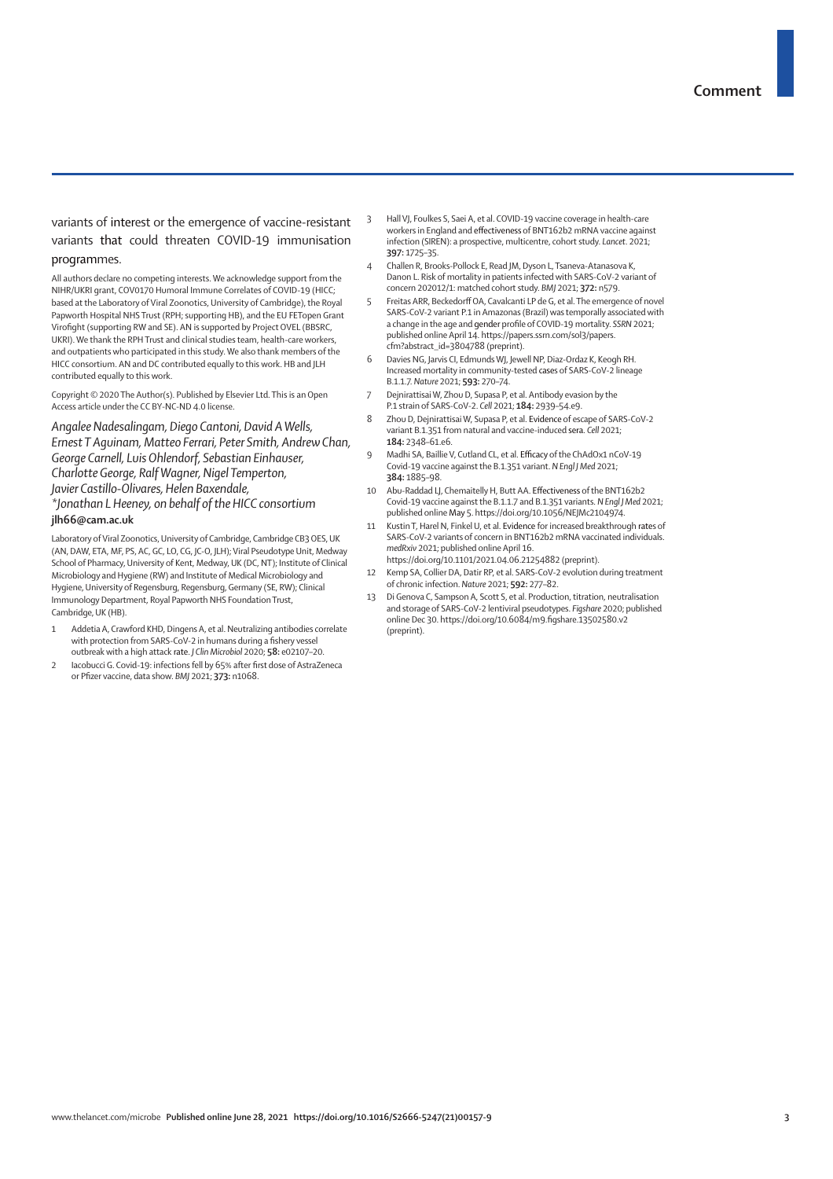variants of interest or the emergence of vaccine-resistant variants that could threaten COVID-19 immunisation programmes.

All authors declare no competing interests. We acknowledge support from the NIHR/UKRI grant, COV0170 Humoral Immune Correlates of COVID-19 (HICC; based at the Laboratory of Viral Zoonotics, University of Cambridge), the Royal Papworth Hospital NHS Trust (RPH; supporting HB), and the EU FETopen Grant Virofight (supporting RW and SE). AN is supported by Project OVEL (BBSRC, UKRI). We thank the RPH Trust and clinical studies team, health-care workers, and outpatients who participated in this study. We also thank members of the HICC consortium. AN and DC contributed equally to this work. HB and JLH contributed equally to this work.

Copyright © 2020 The Author(s). Published by Elsevier Ltd. This is an Open Access article under the CC BY-NC-ND 4.0 license.

*Angalee Nadesalingam, Diego Cantoni, David A Wells, Ernest T Aguinam, Matteo Ferrari, Peter Smith, Andrew Chan, George Carnell, Luis Ohlendorf, Sebastian Einhauser, Charlotte George, Ralf Wagner, Nigel Temperton, Javier Castillo-Olivares, Helen Baxendale, \*Jonathan L Heeney, on behalf of the HICC consortium*
**jlh66@cam.ac.uk**

Laboratory of Viral Zoonotics, University of Cambridge, Cambridge CB3 0ES, UK (AN, DAW, ETA, MF, PS, AC, GC, LO, CG, JC-O, JLH); Viral Pseudotype Unit, Medway School of Pharmacy, University of Kent, Medway, UK (DC, NT); Institute of Clinical Microbiology and Hygiene (RW) and Institute of Medical Microbiology and Hygiene, University of Regensburg, Regensburg, Germany (SE, RW); Clinical Immunology Department, Royal Papworth NHS Foundation Trust, Cambridge, UK (HB).

1. Addetia A, Crawford KHD, Dingens A, et al. Neutralizing antibodies correlate with protection from SARS-CoV-2 in humans during a fishery vessel outbreak with a high attack rate. *J Clin Microbiol* 2020; **58:** e02107–20.
2. Iacobucci G. Covid-19: infections fell by 65% after first dose of AstraZeneca or Pfizer vaccine, data show. *BMJ* 2021; **373:** n1068.
3. Hall VJ, Foulkes S, Saei A, et al. COVID-19 vaccine coverage in health-care workers in England and effectiveness of BNT162b2 mRNA vaccine against infection (SIREN): a prospective, multicentre, cohort study. *Lancet*. 2021; **397:** 1725–35.
4. Challen R, Brooks-Pollock E, Read JM, Dyson L, Tsaneva-Atanasova K, Danon L. Risk of mortality in patients infected with SARS-CoV-2 variant of concern 202012/1: matched cohort study. *BMJ* 2021; **372:** n579.
5. Freitas ARR, Beckedorff OA, Cavalcanti LP de G, et al. The emergence of novel SARS-CoV-2 variant P.1 in Amazonas (Brazil) was temporally associated with a change in the age and gender profile of COVID-19 mortality. *SSRN* 2021; published online April 14. https://papers.ssrn.com/sol3/papers.cfm?abstract_id=3804788 (preprint).
6. Davies NG, Jarvis CI, Edmunds WJ, Jewell NP, Diaz-Ordaz K, Keogh RH. Increased mortality in community-tested cases of SARS-CoV-2 lineage B.1.1.7. *Nature* 2021; **593:** 270–74.
7. Dejnirattisai W, Zhou D, Supasa P, et al. Antibody evasion by the P.1 strain of SARS-CoV-2. *Cell* 2021; **184:** 2939–54.e9.
8. Zhou D, Dejnirattisai W, Supasa P, et al. Evidence of escape of SARS-CoV-2 variant B.1.351 from natural and vaccine-induced sera. *Cell* 2021; **184:** 2348–61.e6.
9. Madhi SA, Baillie V, Cutland CL, et al. Efficacy of the ChAdOx1 nCoV-19 Covid-19 vaccine against the B.1.351 variant. *N Engl J Med* 2021; **384:** 1885–98.
10. Abu-Raddad LJ, Chemaitelly H, Butt AA. Effectiveness of the BNT162b2 Covid-19 vaccine against the B.1.1.7 and B.1.351 variants. *N Engl J Med* 2021; published online May 5. https://doi.org/10.1056/NEJMc2104974.
11. Kustin T, Harel N, Finkel U, et al. Evidence for increased breakthrough rates of SARS-CoV-2 variants of concern in BNT162b2 mRNA vaccinated individuals. *medRxiv* 2021; published online April 16. https://doi.org/10.1101/2021.04.06.21254882 (preprint).
12. Kemp SA, Collier DA, Datir RP, et al. SARS-CoV-2 evolution during treatment of chronic infection. *Nature* 2021; **592:** 277–82.
13. Di Genova C, Sampson A, Scott S, et al. Production, titration, neutralisation and storage of SARS-CoV-2 lentiviral pseudotypes. *Figshare* 2020; published online Dec 30. https://doi.org/10.6084/m9.figshare.13502580.v2 (preprint).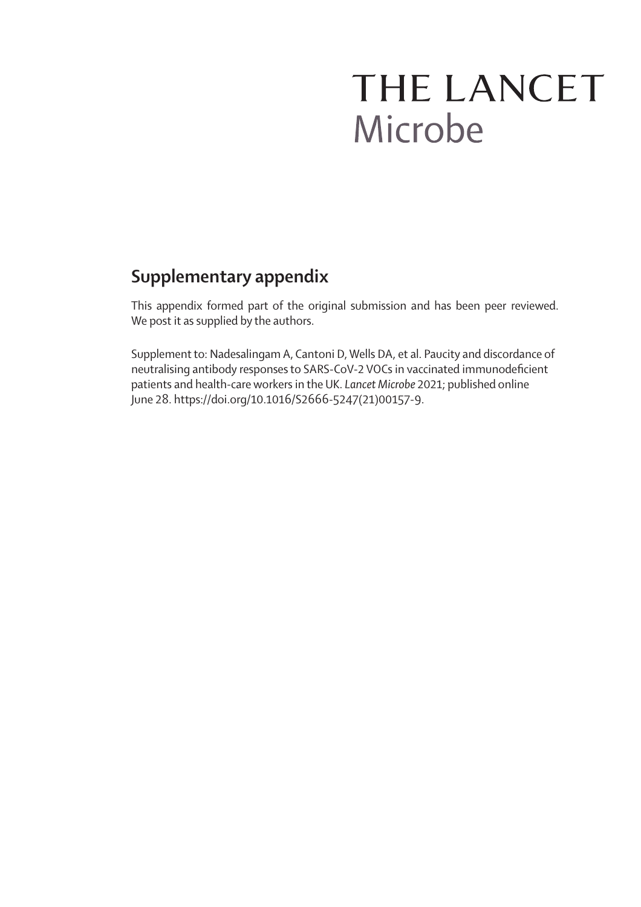# THE LANCET
Microbe

## Supplementary appendix

This appendix formed part of the original submission and has been peer reviewed. We post it as supplied by the authors.

Supplement to: Nadesalingam A, Cantoni D, Wells DA, et al. Paucity and discordance of neutralising antibody responses to SARS-CoV-2 VOCs in vaccinated immunodeficient patients and health-care workers in the UK. *Lancet Microbe* 2021; published online June 28. https://doi.org/10.1016/S2666-5247(21)00157-9.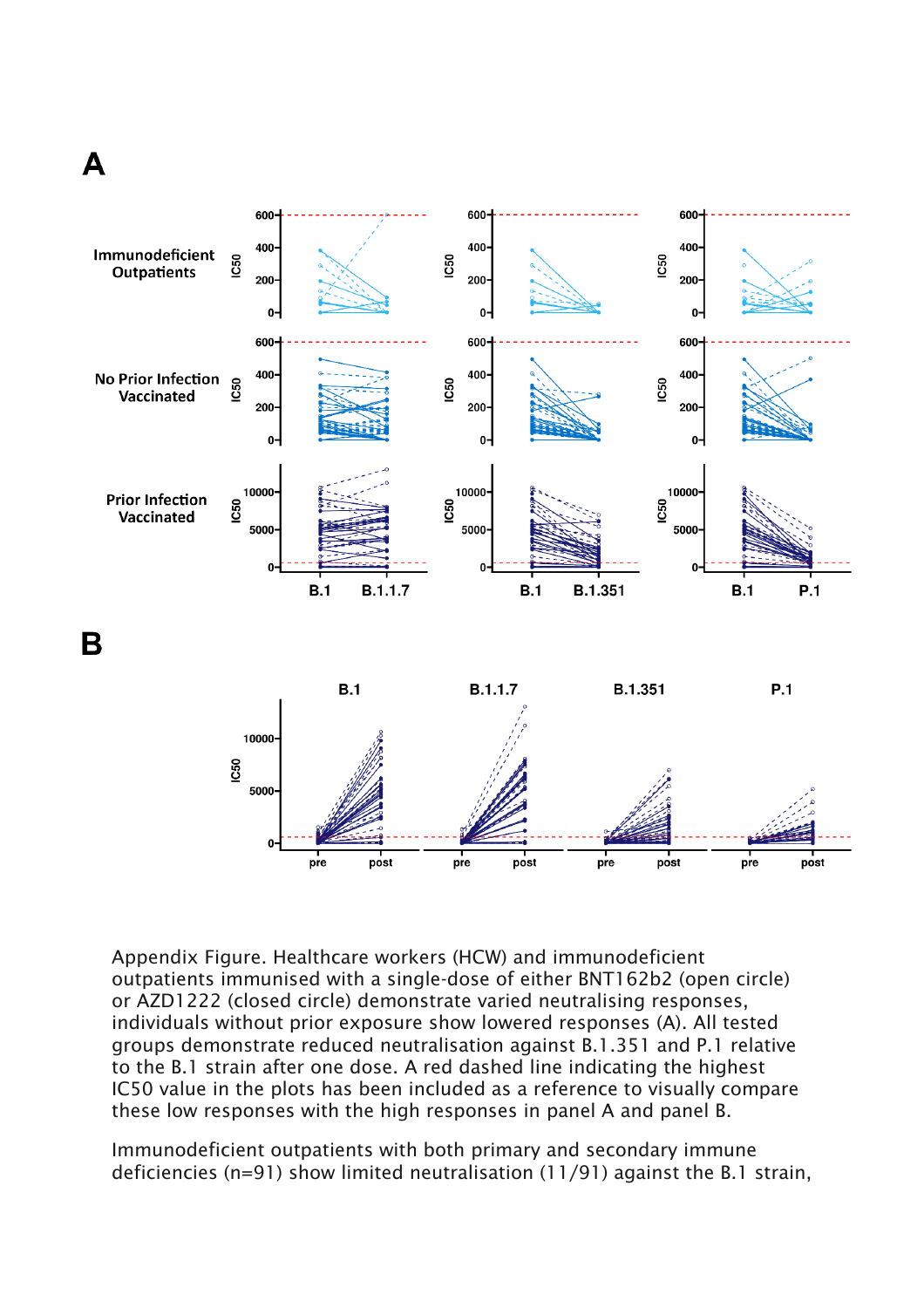Appendix Figure. Healthcare workers (HCW) and immunodeficient outpatients immunised with a single-dose of either BNT162b2 (open circle) or AZD1222 (closed circle) demonstrate varied neutralising responses, individuals without prior exposure show lowered responses (A). All tested groups demonstrate reduced neutralisation against B.1.351 and P.1 relative to the B.1 strain after one dose. A red dashed line indicating the highest IC50 value in the plots has been included as a reference to visually compare these low responses with the high responses in panel A and panel B.

Immunodeficient outpatients with both primary and secondary immune deficiencies (n=91) show limited neutralisation (11/91) against the B.1 strain,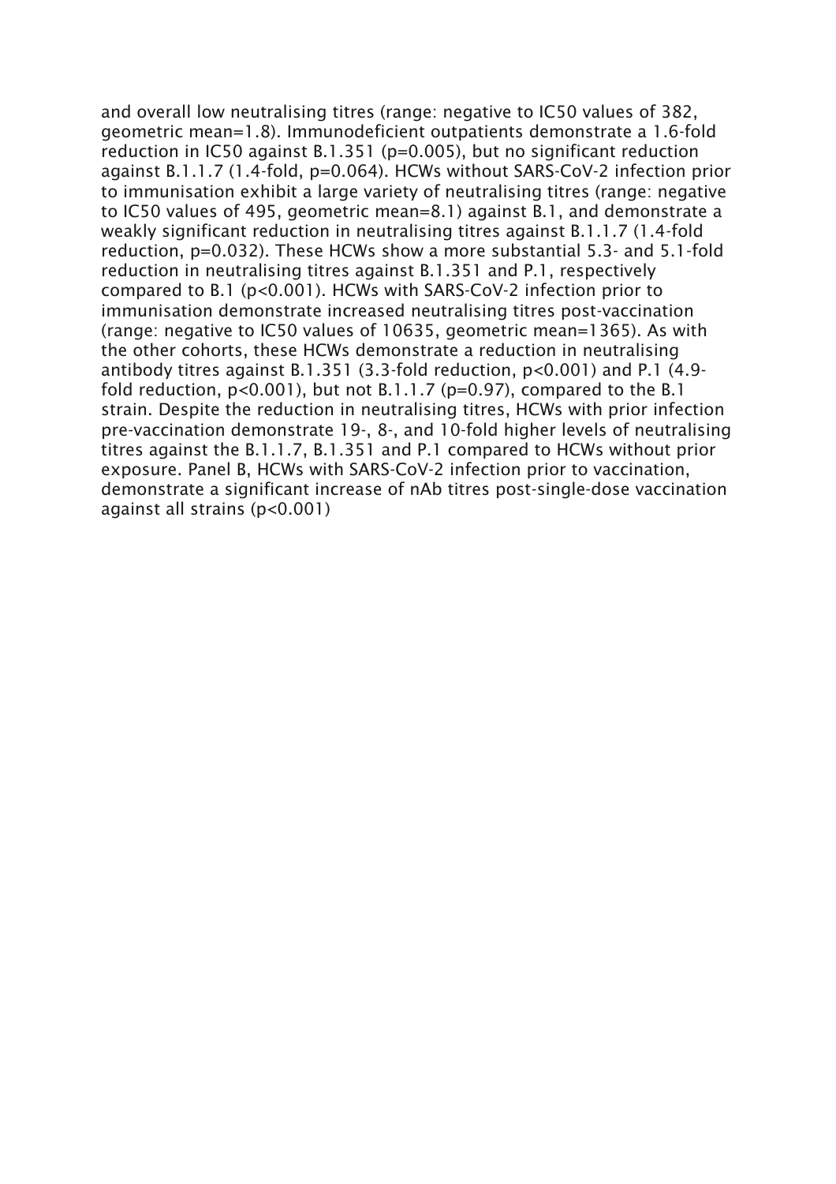and overall low neutralising titres (range: negative to IC50 values of 382, geometric mean=1.8). Immunodeficient outpatients demonstrate a 1.6-fold reduction in IC50 against B.1.351 ($p=0.005$), but no significant reduction against B.1.1.7 (1.4-fold, $p=0.064$). HCWs without SARS-CoV-2 infection prior to immunisation exhibit a large variety of neutralising titres (range: negative to IC50 values of 495, geometric mean=8.1) against B.1, and demonstrate a weakly significant reduction in neutralising titres against B.1.1.7 (1.4-fold reduction, $p=0.032$). These HCWs show a more substantial 5.3- and 5.1-fold reduction in neutralising titres against B.1.351 and P.1, respectively compared to B.1 ($p<0.001$). HCWs with SARS-CoV-2 infection prior to immunisation demonstrate increased neutralising titres post-vaccination (range: negative to IC50 values of 10635, geometric mean=1365). As with the other cohorts, these HCWs demonstrate a reduction in neutralising antibody titres against B.1.351 (3.3-fold reduction, $p<0.001$) and P.1 (4.9-fold reduction, $p<0.001$), but not B.1.1.7 ($p=0.97$), compared to the B.1 strain. Despite the reduction in neutralising titres, HCWs with prior infection pre-vaccination demonstrate 19-, 8-, and 10-fold higher levels of neutralising titres against the B.1.1.7, B.1.351 and P.1 compared to HCWs without prior exposure. Panel B, HCWs with SARS-CoV-2 infection prior to vaccination, demonstrate a significant increase of nAb titres post-single-dose vaccination against all strains ($p<0.001$)